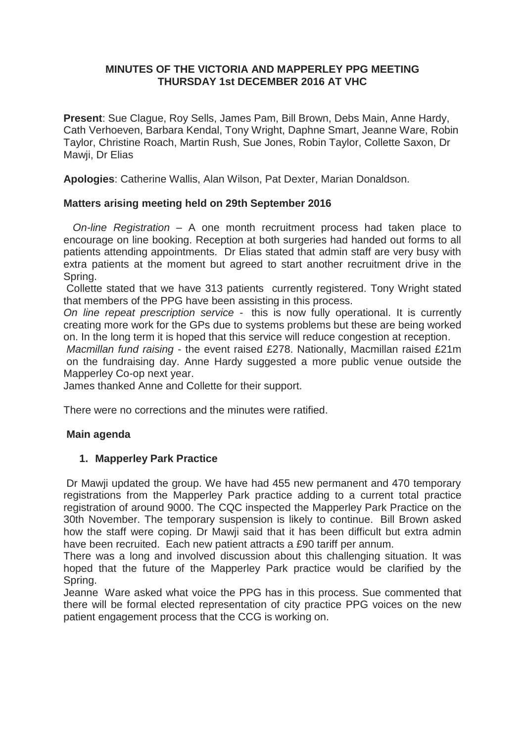**MINUTES OF THE VICTORIA AND MAPPERLEY PPG MEETING THURSDAY 1st DECEMBER 2016 AT VHC**

**Present**: Sue Clague, Roy Sells, James Pam, Bill Brown, Debs Main, Anne Hardy, Cath Verhoeven, Barbara Kendal, Tony Wright, Daphne Smart, Jeanne Ware, Robin Taylor, Christine Roach, Martin Rush, Sue Jones, Robin Taylor, Collette Saxon, Dr Mawji, Dr Elias

**Apologies**: Catherine Wallis, Alan Wilson, Pat Dexter, Marian Donaldson.

**Matters arising meeting held on 29th September 2016**

*On-line Registration* – A one month recruitment process had taken place to encourage on line booking. Reception at both surgeries had handed out forms to all patients attending appointments. Dr Elias stated that admin staff are very busy with extra patients at the moment but agreed to start another recruitment drive in the Spring.

Collette stated that we have 313 patients currently registered. Tony Wright stated that members of the PPG have been assisting in this process.

*On line repeat prescription service* - this is now fully operational. It is currently creating more work for the GPs due to systems problems but these are being worked on. In the long term it is hoped that this service will reduce congestion at reception.

*Macmillan fund raising* - the event raised £278. Nationally, Macmillan raised £21m on the fundraising day. Anne Hardy suggested a more public venue outside the Mapperley Co-op next year.

James thanked Anne and Collette for their support.

There were no corrections and the minutes were ratified.

**Main agenda**

1. **Mapperley Park Practice**

Dr Mawji updated the group. We have had 455 new permanent and 470 temporary registrations from the Mapperley Park practice adding to a current total practice registration of around 9000. The CQC inspected the Mapperley Park Practice on the 30th November. The temporary suspension is likely to continue. Bill Brown asked how the staff were coping. Dr Mawji said that it has been difficult but extra admin have been recruited. Each new patient attracts a £90 tariff per annum.

There was a long and involved discussion about this challenging situation. It was hoped that the future of the Mapperley Park practice would be clarified by the Spring.

Jeanne Ware asked what voice the PPG has in this process. Sue commented that there will be formal elected representation of city practice PPG voices on the new patient engagement process that the CCG is working on.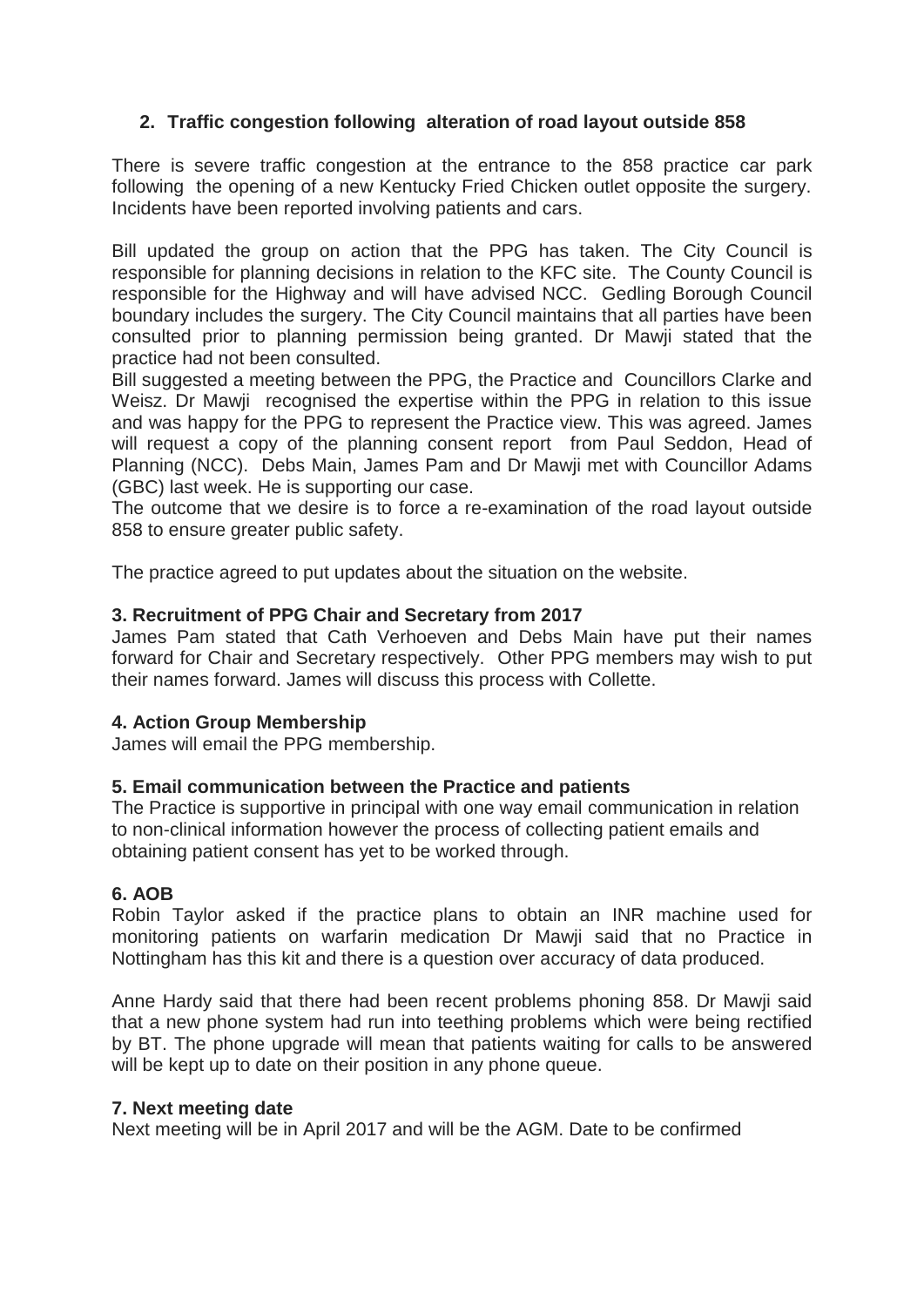## 2. Traffic congestion following alteration of road layout outside 858

There is severe traffic congestion at the entrance to the 858 practice car park following the opening of a new Kentucky Fried Chicken outlet opposite the surgery. Incidents have been reported involving patients and cars.

Bill updated the group on action that the PPG has taken. The City Council is responsible for planning decisions in relation to the KFC site. The County Council is responsible for the Highway and will have advised NCC. Gedling Borough Council boundary includes the surgery. The City Council maintains that all parties have been consulted prior to planning permission being granted. Dr Mawji stated that the practice had not been consulted.

Bill suggested a meeting between the PPG, the Practice and Councillors Clarke and Weisz. Dr Mawji recognised the expertise within the PPG in relation to this issue and was happy for the PPG to represent the Practice view. This was agreed. James will request a copy of the planning consent report from Paul Seddon, Head of Planning (NCC). Debs Main, James Pam and Dr Mawji met with Councillor Adams (GBC) last week. He is supporting our case.

The outcome that we desire is to force a re-examination of the road layout outside 858 to ensure greater public safety.

The practice agreed to put updates about the situation on the website.

### 3. Recruitment of PPG Chair and Secretary from 2017

James Pam stated that Cath Verhoeven and Debs Main have put their names forward for Chair and Secretary respectively. Other PPG members may wish to put their names forward. James will discuss this process with Collette.

### 4. Action Group Membership

James will email the PPG membership.

### 5. Email communication between the Practice and patients

The Practice is supportive in principal with one way email communication in relation to non-clinical information however the process of collecting patient emails and obtaining patient consent has yet to be worked through.

### 6. AOB

Robin Taylor asked if the practice plans to obtain an INR machine used for monitoring patients on warfarin medication Dr Mawji said that no Practice in Nottingham has this kit and there is a question over accuracy of data produced.

Anne Hardy said that there had been recent problems phoning 858. Dr Mawji said that a new phone system had run into teething problems which were being rectified by BT. The phone upgrade will mean that patients waiting for calls to be answered will be kept up to date on their position in any phone queue.

### 7. Next meeting date

Next meeting will be in April 2017 and will be the AGM. Date to be confirmed